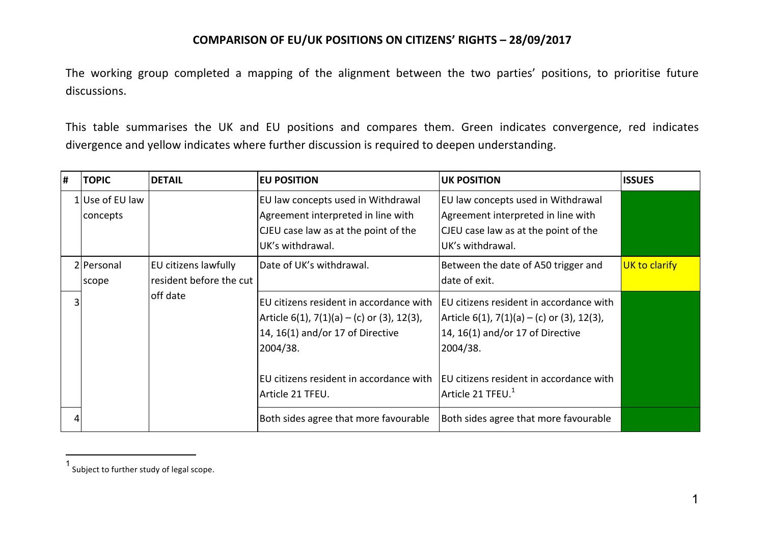# COMPARISON OF EU/UK POSITIONS ON CITIZENS' RIGHTS – 28/09/2017

The working group completed a mapping of the alignment between the two parties' positions, to prioritise future discussions.

This table summarises the UK and EU positions and compares them. Green indicates convergence, red indicates divergence and yellow indicates where further discussion is required to deepen understanding.

| # | TOPIC | DETAIL | EU POSITION | UK POSITION | ISSUES |
|---|---|---|---|---|---|
| 1 | Use of EU law concepts | | EU law concepts used in Withdrawal Agreement interpreted in line with CJEU case law as at the point of the UK's withdrawal. | EU law concepts used in Withdrawal Agreement interpreted in line with CJEU case law as at the point of the UK's withdrawal. | |
| 2 | Personal scope | EU citizens lawfully resident before the cut off date | Date of UK's withdrawal. | Between the date of A50 trigger and date of exit. | UK to clarify |
| 3 | | | EU citizens resident in accordance with Article 6(1), 7(1)(a) – (c) or (3), 12(3), 14, 16(1) and/or 17 of Directive 2004/38. <br><br> EU citizens resident in accordance with Article 21 TFEU. | EU citizens resident in accordance with Article 6(1), 7(1)(a) – (c) or (3), 12(3), 14, 16(1) and/or 17 of Directive 2004/38. <br><br> EU citizens resident in accordance with Article 21 TFEU.[1] | |
| 4 | | | Both sides agree that more favourable | Both sides agree that more favourable | |

[1] Subject to further study of legal scope.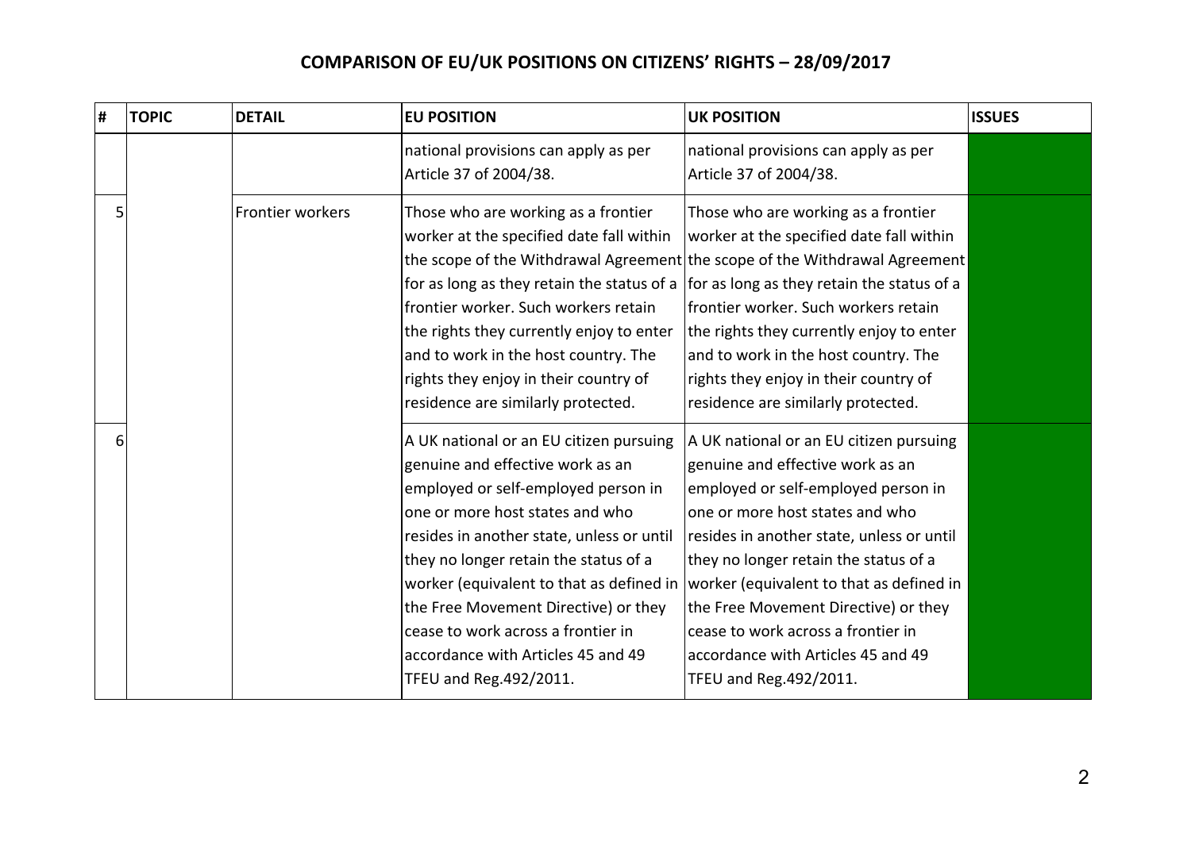# COMPARISON OF EU/UK POSITIONS ON CITIZENS' RIGHTS – 28/09/2017

| # | TOPIC | DETAIL | EU POSITION | UK POSITION | ISSUES |
|---|---|---|---|---|---|
| | | | national provisions can apply as per Article 37 of 2004/38. | national provisions can apply as per Article 37 of 2004/38. | |
| 5 | | Frontier workers | Those who are working as a frontier worker at the specified date fall within the scope of the Withdrawal Agreement for as long as they retain the status of a frontier worker. Such workers retain the rights they currently enjoy to enter and to work in the host country. The rights they enjoy in their country of residence are similarly protected. | Those who are working as a frontier worker at the specified date fall within the scope of the Withdrawal Agreement for as long as they retain the status of a frontier worker. Such workers retain the rights they currently enjoy to enter and to work in the host country. The rights they enjoy in their country of residence are similarly protected. | |
| 6 | | | A UK national or an EU citizen pursuing genuine and effective work as an employed or self-employed person in one or more host states and who resides in another state, unless or until they no longer retain the status of a worker (equivalent to that as defined in the Free Movement Directive) or they cease to work across a frontier in accordance with Articles 45 and 49 TFEU and Reg.492/2011. | A UK national or an EU citizen pursuing genuine and effective work as an employed or self-employed person in one or more host states and who resides in another state, unless or until they no longer retain the status of a worker (equivalent to that as defined in the Free Movement Directive) or they cease to work across a frontier in accordance with Articles 45 and 49 TFEU and Reg.492/2011. | |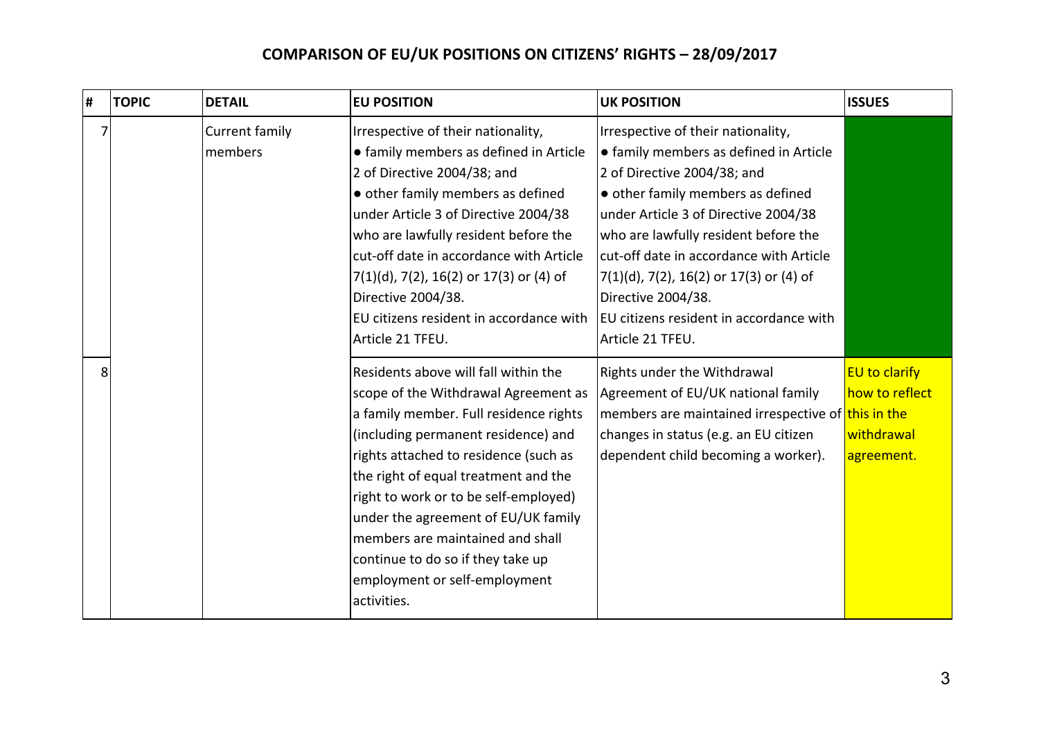# COMPARISON OF EU/UK POSITIONS ON CITIZENS' RIGHTS – 28/09/2017

| # | TOPIC | DETAIL | EU POSITION | UK POSITION | ISSUES |
|---|---|---|---|---|---|
| 7 | | Current family members | Irrespective of their nationality,<br>• family members as defined in Article 2 of Directive 2004/38; and<br>• other family members as defined under Article 3 of Directive 2004/38 who are lawfully resident before the cut-off date in accordance with Article 7(1)(d), 7(2), 16(2) or 17(3) or (4) of Directive 2004/38.<br>EU citizens resident in accordance with Article 21 TFEU. | Irrespective of their nationality,<br>• family members as defined in Article 2 of Directive 2004/38; and<br>• other family members as defined under Article 3 of Directive 2004/38 who are lawfully resident before the cut-off date in accordance with Article 7(1)(d), 7(2), 16(2) or 17(3) or (4) of Directive 2004/38.<br>EU citizens resident in accordance with Article 21 TFEU. | |
| 8 | | | Residents above will fall within the scope of the Withdrawal Agreement as a family member. Full residence rights (including permanent residence) and rights attached to residence (such as the right of equal treatment and the right to work or to be self-employed) under the agreement of EU/UK family members are maintained and shall continue to do so if they take up employment or self-employment activities. | Rights under the Withdrawal Agreement of EU/UK national family members are maintained irrespective of changes in status (e.g. an EU citizen dependent child becoming a worker). | EU to clarify how to reflect this in the withdrawal agreement. |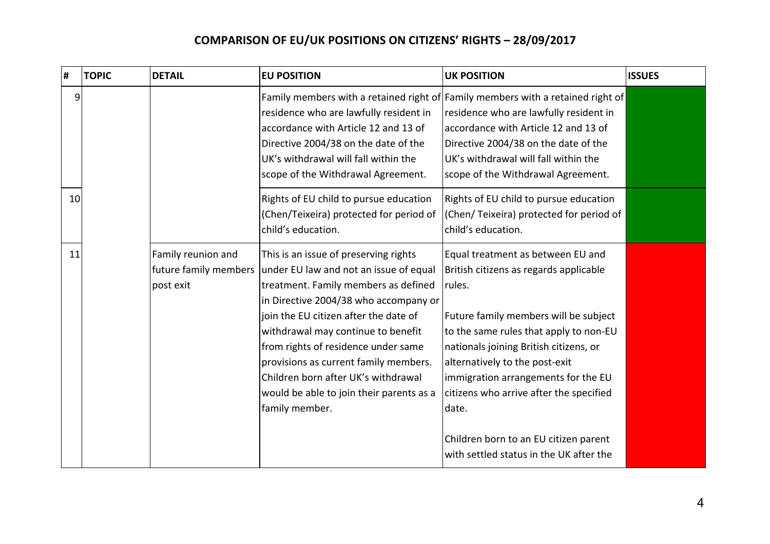## COMPARISON OF EU/UK POSITIONS ON CITIZENS' RIGHTS – 28/09/2017

| # | TOPIC | DETAIL | EU POSITION | UK POSITION | ISSUES |
|---|---|---|---|---|---|
| 9 | | | Family members with a retained right of residence who are lawfully resident in accordance with Article 12 and 13 of Directive 2004/38 on the date of the UK's withdrawal will fall within the scope of the Withdrawal Agreement. | Family members with a retained right of residence who are lawfully resident in accordance with Article 12 and 13 of Directive 2004/38 on the date of the UK's withdrawal will fall within the scope of the Withdrawal Agreement. | |
| 10 | | | Rights of EU child to pursue education (Chen/Teixeira) protected for period of child's education. | Rights of EU child to pursue education (Chen/ Teixeira) protected for period of child's education. | |
| 11 | | Family reunion and future family members post exit | This is an issue of preserving rights under EU law and not an issue of equal treatment. Family members as defined in Directive 2004/38 who accompany or join the EU citizen after the date of withdrawal may continue to benefit from rights of residence under same provisions as current family members. Children born after UK's withdrawal would be able to join their parents as a family member. | Equal treatment as between EU and British citizens as regards applicable rules.<br><br>Future family members will be subject to the same rules that apply to non-EU nationals joining British citizens, or alternatively to the post-exit immigration arrangements for the EU citizens who arrive after the specified date.<br><br>Children born to an EU citizen parent with settled status in the UK after the | |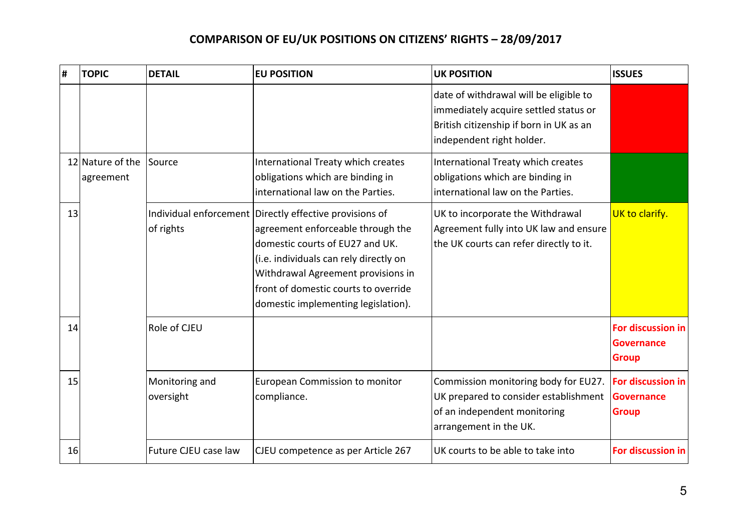# COMPARISON OF EU/UK POSITIONS ON CITIZENS' RIGHTS – 28/09/2017

| # | TOPIC | DETAIL | EU POSITION | UK POSITION | ISSUES |
|---|---|---|---|---|---|
| | | | | date of withdrawal will be eligible to immediately acquire settled status or British citizenship if born in UK as an independent right holder. | |
| 12 | Nature of the agreement | Source | International Treaty which creates obligations which are binding in international law on the Parties. | International Treaty which creates obligations which are binding in international law on the Parties. | |
| 13 | | Individual enforcement of rights | Directly effective provisions of agreement enforceable through the domestic courts of EU27 and UK. (i.e. individuals can rely directly on Withdrawal Agreement provisions in front of domestic courts to override domestic implementing legislation). | UK to incorporate the Withdrawal Agreement fully into UK law and ensure the UK courts can refer directly to it. | UK to clarify. |
| 14 | | Role of CJEU | | | **For discussion in Governance Group** |
| 15 | | Monitoring and oversight | European Commission to monitor compliance. | Commission monitoring body for EU27. UK prepared to consider establishment of an independent monitoring arrangement in the UK. | **For discussion in Governance Group** |
| 16 | | Future CJEU case law | CJEU competence as per Article 267 | UK courts to be able to take into | **For discussion in** |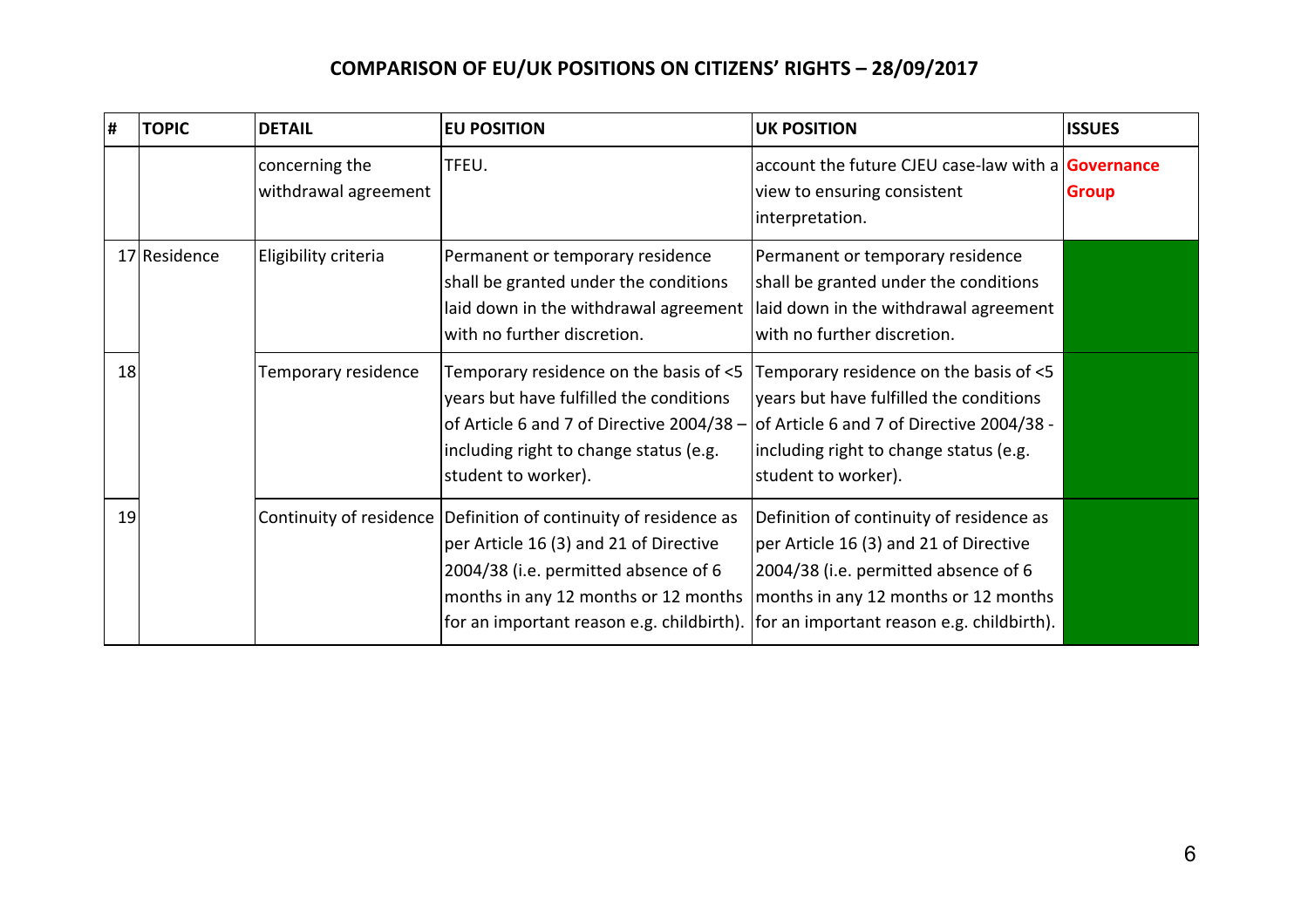## COMPARISON OF EU/UK POSITIONS ON CITIZENS' RIGHTS – 28/09/2017

| # | TOPIC | DETAIL | EU POSITION | UK POSITION | ISSUES |
|---|---|---|---|---|---|
| | | concerning the withdrawal agreement | TFEU. | account the future CJEU case-law with a view to ensuring consistent interpretation. | **Governance Group** |
| 17 | Residence | Eligibility criteria | Permanent or temporary residence shall be granted under the conditions laid down in the withdrawal agreement with no further discretion. | Permanent or temporary residence shall be granted under the conditions laid down in the withdrawal agreement with no further discretion. | |
| 18 | | Temporary residence | Temporary residence on the basis of <5 years but have fulfilled the conditions of Article 6 and 7 of Directive 2004/38 – including right to change status (e.g. student to worker). | Temporary residence on the basis of <5 years but have fulfilled the conditions of Article 6 and 7 of Directive 2004/38 - including right to change status (e.g. student to worker). | |
| 19 | | Continuity of residence | Definition of continuity of residence as per Article 16 (3) and 21 of Directive 2004/38 (i.e. permitted absence of 6 months in any 12 months or 12 months for an important reason e.g. childbirth). | Definition of continuity of residence as per Article 16 (3) and 21 of Directive 2004/38 (i.e. permitted absence of 6 months in any 12 months or 12 months for an important reason e.g. childbirth). | |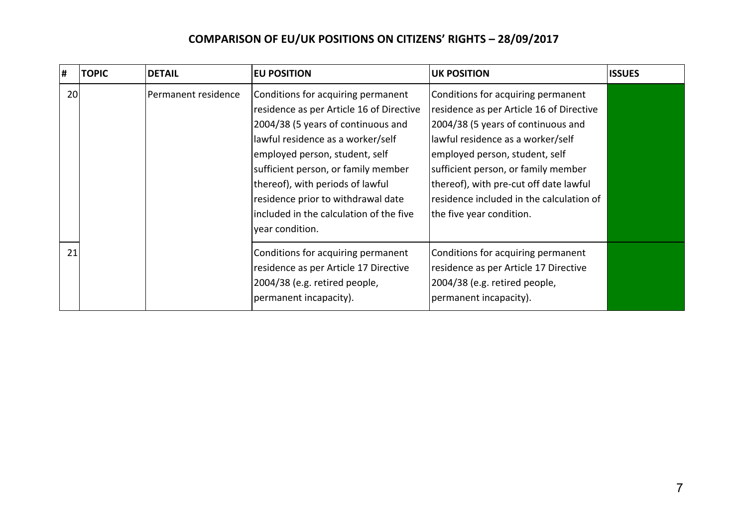## COMPARISON OF EU/UK POSITIONS ON CITIZENS' RIGHTS – 28/09/2017

| # | TOPIC | DETAIL | EU POSITION | UK POSITION | ISSUES |
|---|---|---|---|---|---|
| 20 | | Permanent residence | Conditions for acquiring permanent residence as per Article 16 of Directive 2004/38 (5 years of continuous and lawful residence as a worker/self employed person, student, self sufficient person, or family member thereof), with periods of lawful residence prior to withdrawal date included in the calculation of the five year condition. | Conditions for acquiring permanent residence as per Article 16 of Directive 2004/38 (5 years of continuous and lawful residence as a worker/self employed person, student, self sufficient person, or family member thereof), with pre-cut off date lawful residence included in the calculation of the five year condition. | |
| 21 | | | Conditions for acquiring permanent residence as per Article 17 Directive 2004/38 (e.g. retired people, permanent incapacity). | Conditions for acquiring permanent residence as per Article 17 Directive 2004/38 (e.g. retired people, permanent incapacity). | |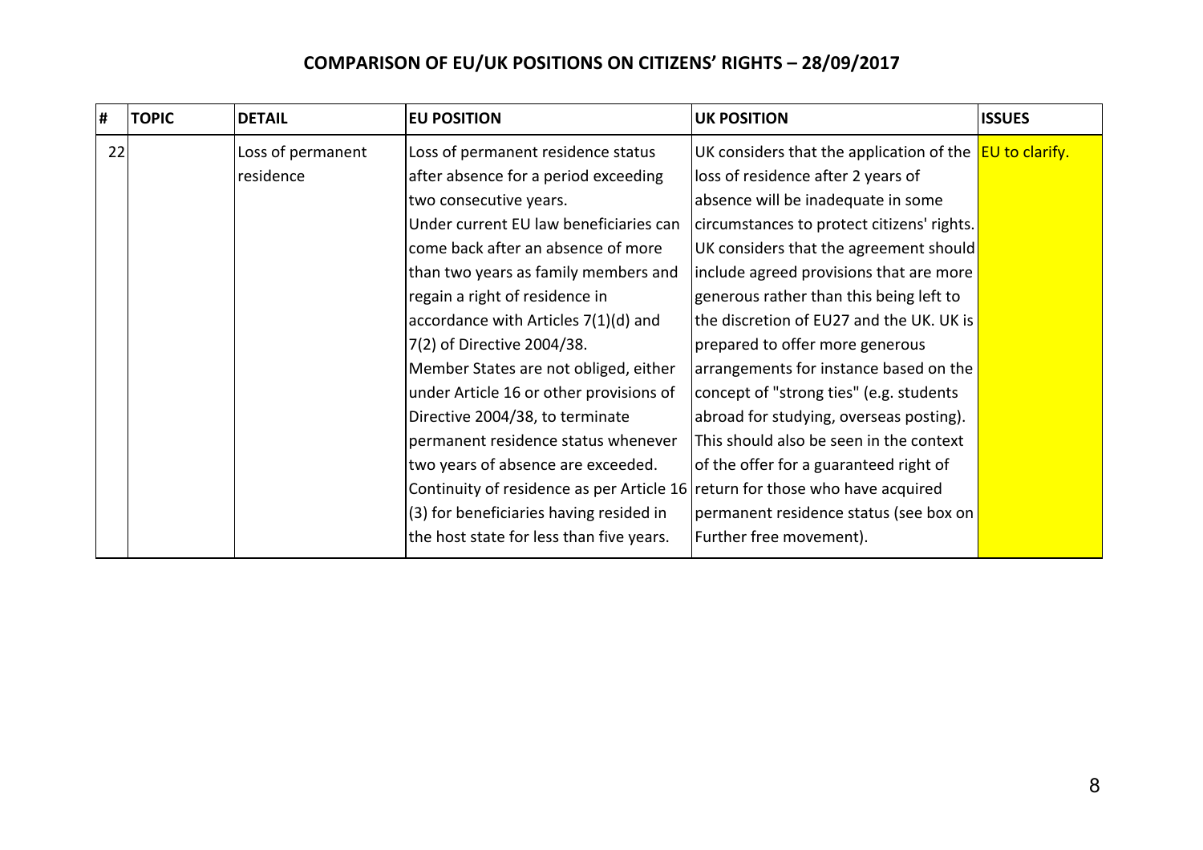## COMPARISON OF EU/UK POSITIONS ON CITIZENS' RIGHTS – 28/09/2017

| # | TOPIC | DETAIL | EU POSITION | UK POSITION | ISSUES |
|---|---|---|---|---|---|
| 22 | | Loss of permanent residence | Loss of permanent residence status after absence for a period exceeding two consecutive years. Under current EU law beneficiaries can come back after an absence of more than two years as family members and regain a right of residence in accordance with Articles 7(1)(d) and 7(2) of Directive 2004/38. Member States are not obliged, either under Article 16 or other provisions of Directive 2004/38, to terminate permanent residence status whenever two years of absence are exceeded. Continuity of residence as per Article 16 (3) for beneficiaries having resided in the host state for less than five years. | UK considers that the application of the loss of residence after 2 years of absence will be inadequate in some circumstances to protect citizens' rights. UK considers that the agreement should include agreed provisions that are more generous rather than this being left to the discretion of EU27 and the UK. UK is prepared to offer more generous arrangements for instance based on the concept of "strong ties" (e.g. students abroad for studying, overseas posting). This should also be seen in the context of the offer for a guaranteed right of return for those who have acquired permanent residence status (see box on Further free movement). | EU to clarify. |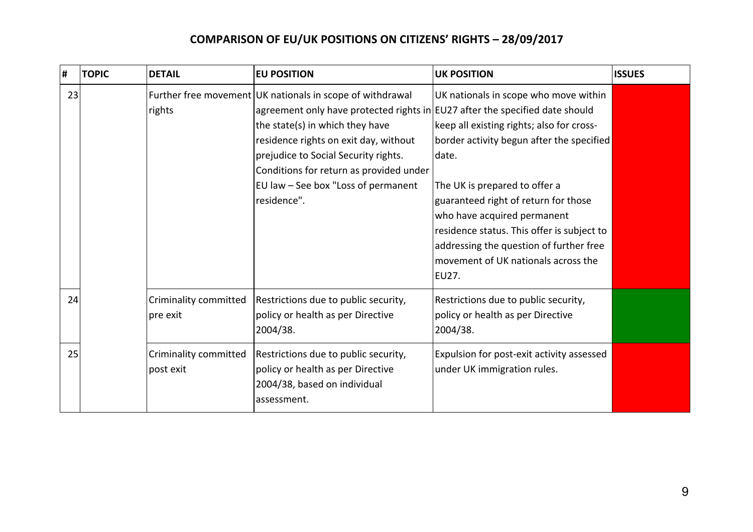# COMPARISON OF EU/UK POSITIONS ON CITIZENS' RIGHTS – 28/09/2017

| # | TOPIC | DETAIL | EU POSITION | UK POSITION | ISSUES |
|---|---|---|---|---|---|
| 23 | | Further free movement rights | UK nationals in scope of withdrawal agreement only have protected rights in the state(s) in which they have residence rights on exit day, without prejudice to Social Security rights. Conditions for return as provided under EU law – See box "Loss of permanent residence". | UK nationals in scope who move within EU27 after the specified date should keep all existing rights; also for cross-border activity begun after the specified date.<br><br>The UK is prepared to offer a guaranteed right of return for those who have acquired permanent residence status. This offer is subject to addressing the question of further free movement of UK nationals across the EU27. | |
| 24 | | Criminality committed pre exit | Restrictions due to public security, policy or health as per Directive 2004/38. | Restrictions due to public security, policy or health as per Directive 2004/38. | |
| 25 | | Criminality committed post exit | Restrictions due to public security, policy or health as per Directive 2004/38, based on individual assessment. | Expulsion for post-exit activity assessed under UK immigration rules. | |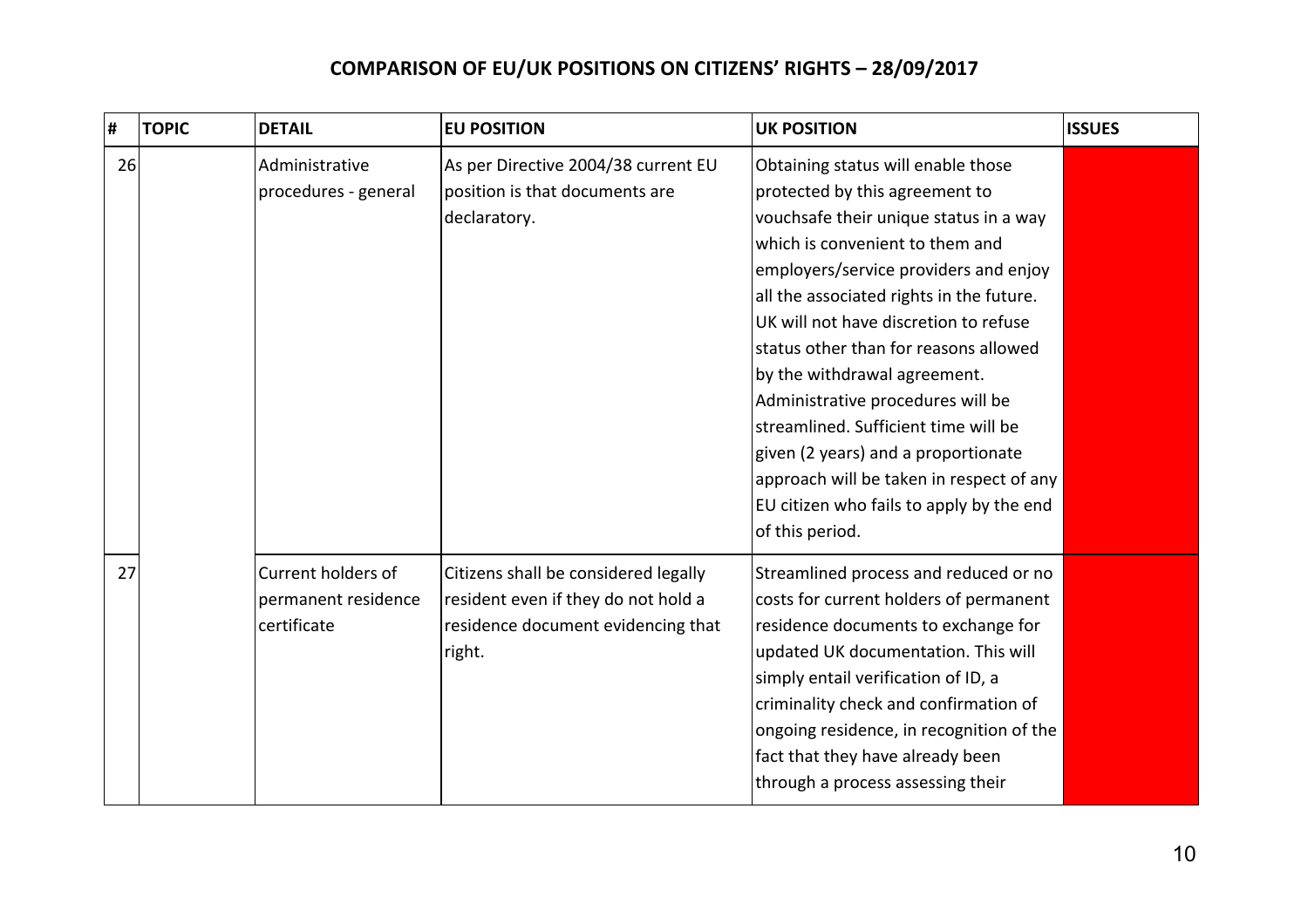# COMPARISON OF EU/UK POSITIONS ON CITIZENS' RIGHTS – 28/09/2017

| # | TOPIC | DETAIL | EU POSITION | UK POSITION | ISSUES |
|---|---|---|---|---|---|
| 26 | | Administrative procedures - general | As per Directive 2004/38 current EU position is that documents are declaratory. | Obtaining status will enable those protected by this agreement to vouchsafe their unique status in a way which is convenient to them and employers/service providers and enjoy all the associated rights in the future. UK will not have discretion to refuse status other than for reasons allowed by the withdrawal agreement. Administrative procedures will be streamlined. Sufficient time will be given (2 years) and a proportionate approach will be taken in respect of any EU citizen who fails to apply by the end of this period. | |
| 27 | | Current holders of permanent residence certificate | Citizens shall be considered legally resident even if they do not hold a residence document evidencing that right. | Streamlined process and reduced or no costs for current holders of permanent residence documents to exchange for updated UK documentation. This will simply entail verification of ID, a criminality check and confirmation of ongoing residence, in recognition of the fact that they have already been through a process assessing their | |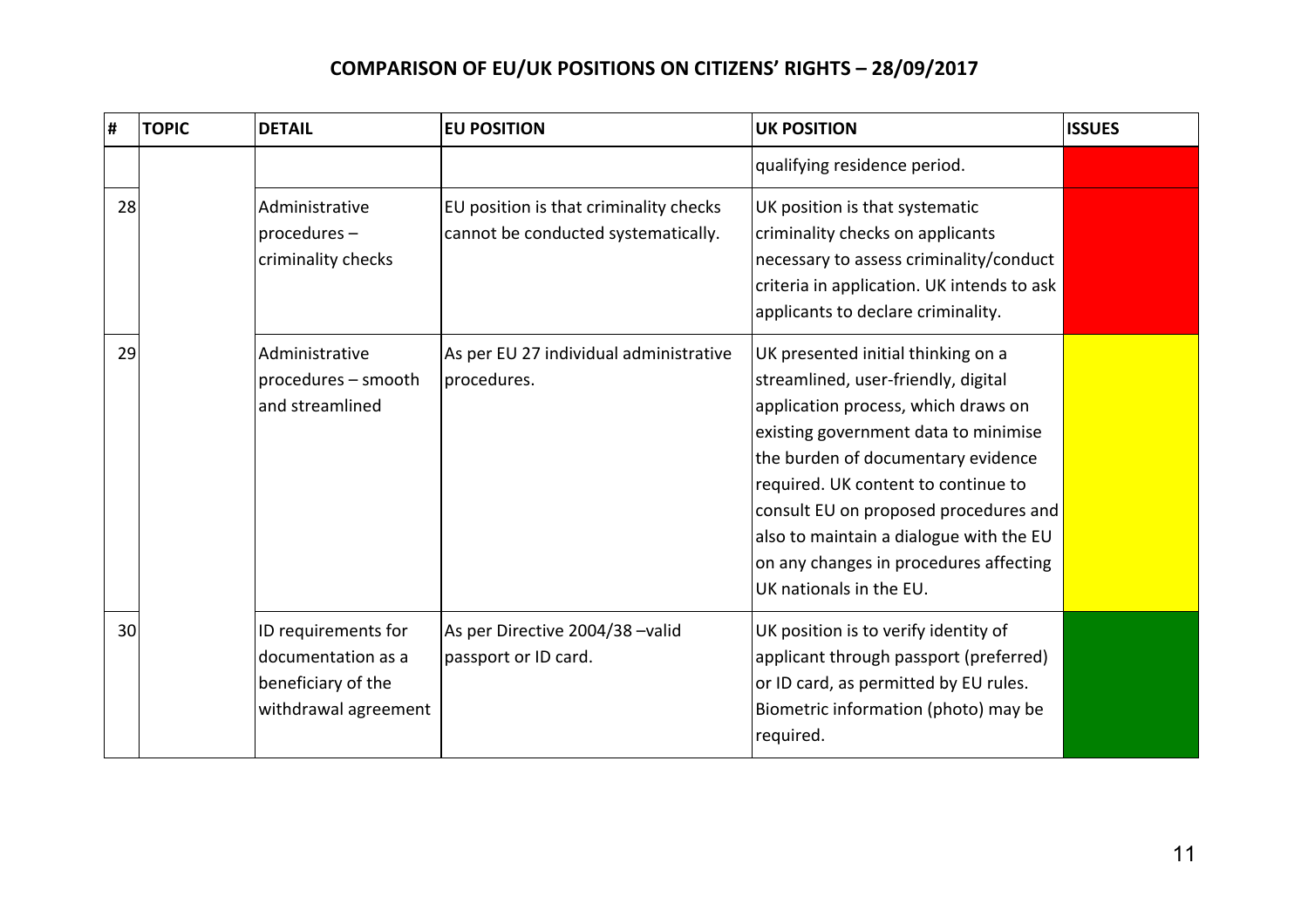# COMPARISON OF EU/UK POSITIONS ON CITIZENS' RIGHTS – 28/09/2017

| # | TOPIC | DETAIL | EU POSITION | UK POSITION | ISSUES |
|---|---|---|---|---|---|
| | | | | qualifying residence period. | |
| 28 | | Administrative procedures – criminality checks | EU position is that criminality checks cannot be conducted systematically. | UK position is that systematic criminality checks on applicants necessary to assess criminality/conduct criteria in application. UK intends to ask applicants to declare criminality. | |
| 29 | | Administrative procedures – smooth and streamlined | As per EU 27 individual administrative procedures. | UK presented initial thinking on a streamlined, user-friendly, digital application process, which draws on existing government data to minimise the burden of documentary evidence required. UK content to continue to consult EU on proposed procedures and also to maintain a dialogue with the EU on any changes in procedures affecting UK nationals in the EU. | |
| 30 | | ID requirements for documentation as a beneficiary of the withdrawal agreement | As per Directive 2004/38 –valid passport or ID card. | UK position is to verify identity of applicant through passport (preferred) or ID card, as permitted by EU rules. Biometric information (photo) may be required. | |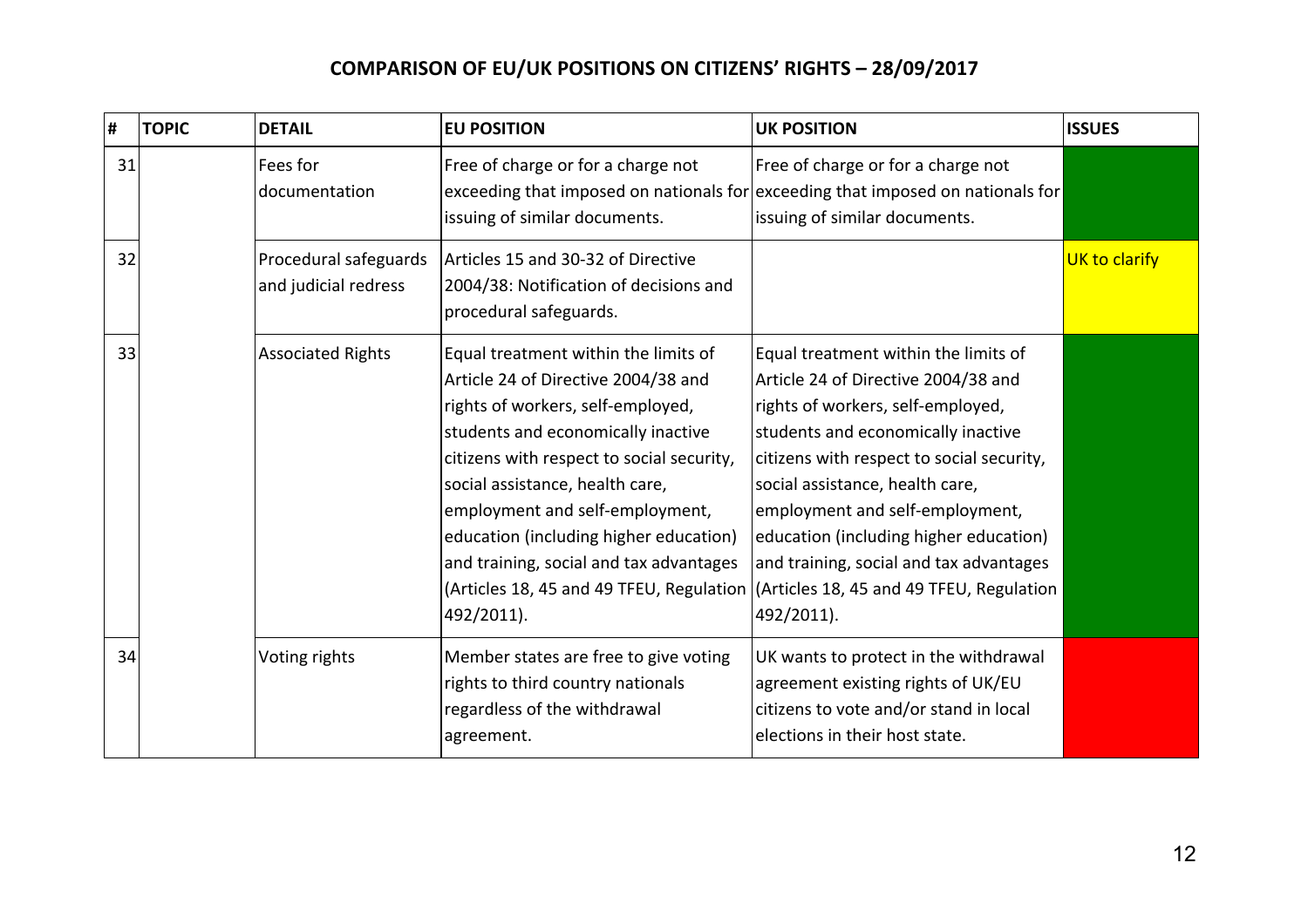## COMPARISON OF EU/UK POSITIONS ON CITIZENS' RIGHTS – 28/09/2017

| # | TOPIC | DETAIL | EU POSITION | UK POSITION | ISSUES |
|---|---|---|---|---|---|
| 31 | | Fees for documentation | Free of charge or for a charge not exceeding that imposed on nationals for issuing of similar documents. | Free of charge or for a charge not exceeding that imposed on nationals for issuing of similar documents. | |
| 32 | | Procedural safeguards and judicial redress | Articles 15 and 30-32 of Directive 2004/38: Notification of decisions and procedural safeguards. | | UK to clarify |
| 33 | | Associated Rights | Equal treatment within the limits of Article 24 of Directive 2004/38 and rights of workers, self-employed, students and economically inactive citizens with respect to social security, social assistance, health care, employment and self-employment, education (including higher education) and training, social and tax advantages (Articles 18, 45 and 49 TFEU, Regulation 492/2011). | Equal treatment within the limits of Article 24 of Directive 2004/38 and rights of workers, self-employed, students and economically inactive citizens with respect to social security, social assistance, health care, employment and self-employment, education (including higher education) and training, social and tax advantages (Articles 18, 45 and 49 TFEU, Regulation 492/2011). | |
| 34 | | Voting rights | Member states are free to give voting rights to third country nationals regardless of the withdrawal agreement. | UK wants to protect in the withdrawal agreement existing rights of UK/EU citizens to vote and/or stand in local elections in their host state. | |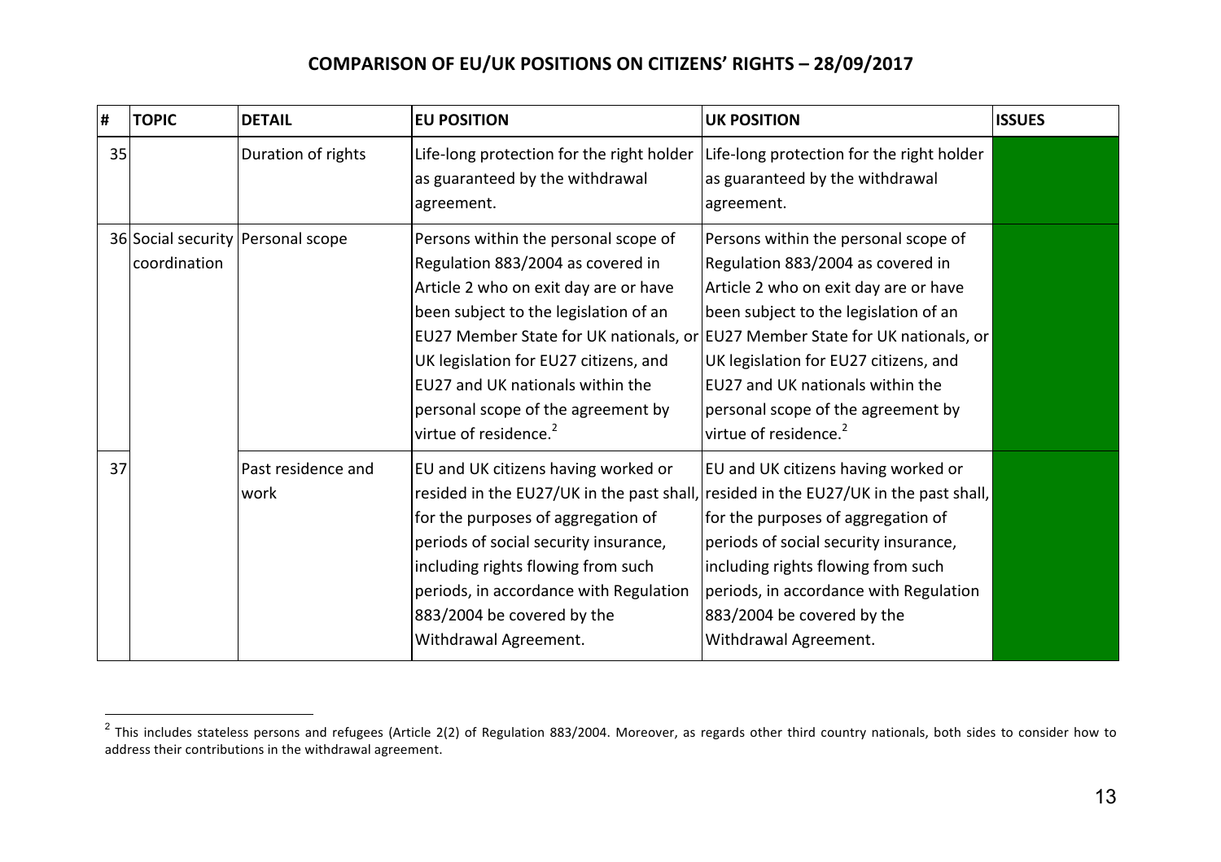## COMPARISON OF EU/UK POSITIONS ON CITIZENS' RIGHTS – 28/09/2017

| # | TOPIC | DETAIL | EU POSITION | UK POSITION | ISSUES |
|---|---|---|---|---|---|
| 35 | | Duration of rights | Life-long protection for the right holder as guaranteed by the withdrawal agreement. | Life-long protection for the right holder as guaranteed by the withdrawal agreement. | |
| 36 | Social security coordination | Personal scope | Persons within the personal scope of Regulation 883/2004 as covered in Article 2 who on exit day are or have been subject to the legislation of an EU27 Member State for UK nationals, or UK legislation for EU27 citizens, and EU27 and UK nationals within the personal scope of the agreement by virtue of residence.[2] | Persons within the personal scope of Regulation 883/2004 as covered in Article 2 who on exit day are or have been subject to the legislation of an EU27 Member State for UK nationals, or UK legislation for EU27 citizens, and EU27 and UK nationals within the personal scope of the agreement by virtue of residence.[2] | |
| 37 | | Past residence and work | EU and UK citizens having worked or resided in the EU27/UK in the past shall, for the purposes of aggregation of periods of social security insurance, including rights flowing from such periods, in accordance with Regulation 883/2004 be covered by the Withdrawal Agreement. | EU and UK citizens having worked or resided in the EU27/UK in the past shall, for the purposes of aggregation of periods of social security insurance, including rights flowing from such periods, in accordance with Regulation 883/2004 be covered by the Withdrawal Agreement. | |

[2] This includes stateless persons and refugees (Article 2(2) of Regulation 883/2004. Moreover, as regards other third country nationals, both sides to consider how to address their contributions in the withdrawal agreement.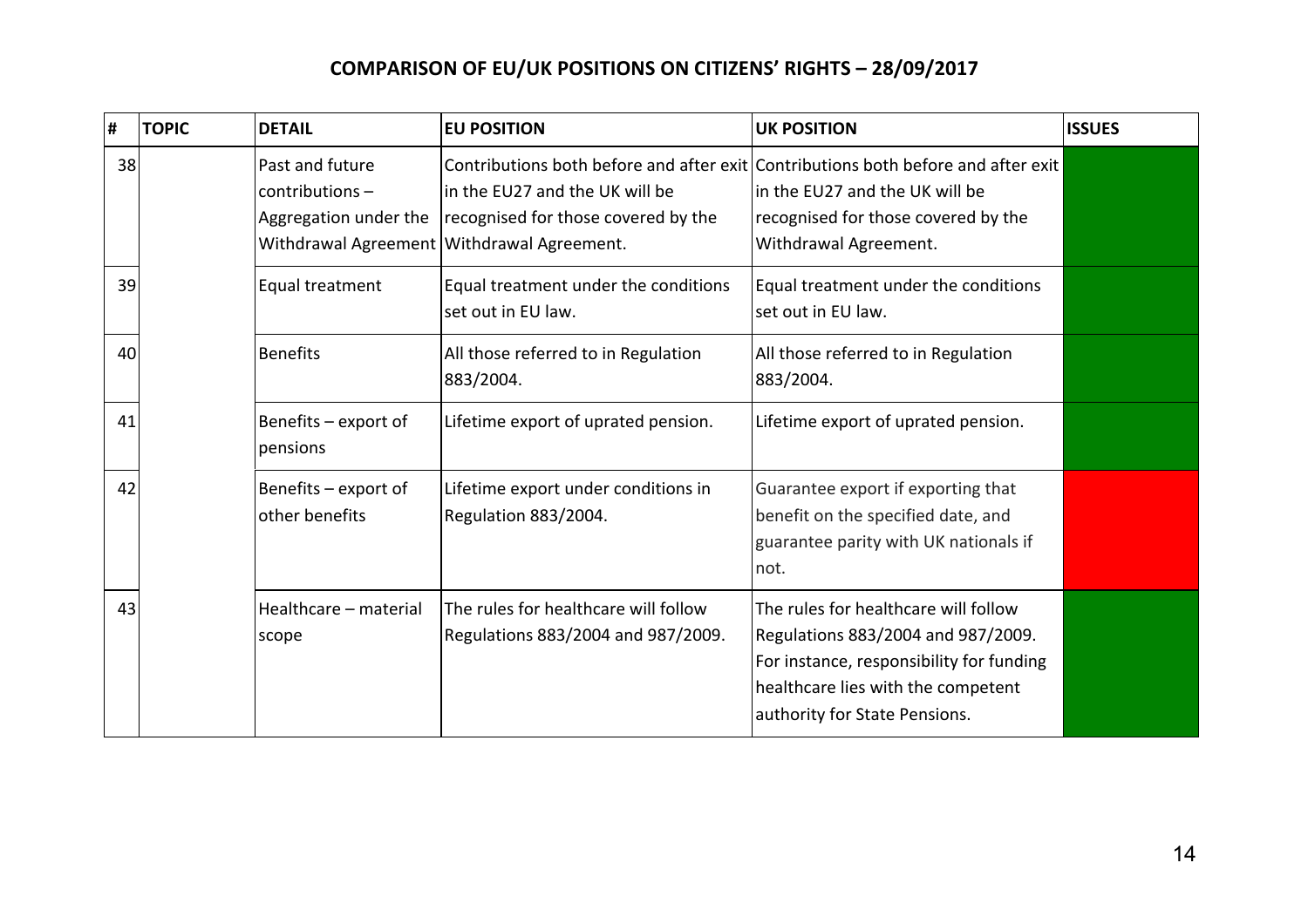# COMPARISON OF EU/UK POSITIONS ON CITIZENS' RIGHTS – 28/09/2017

| # | TOPIC | DETAIL | EU POSITION | UK POSITION | ISSUES |
|---|---|---|---|---|---|
| 38 | | Past and future contributions – Aggregation under the Withdrawal Agreement | Contributions both before and after exit in the EU27 and the UK will be recognised for those covered by the Withdrawal Agreement. | Contributions both before and after exit in the EU27 and the UK will be recognised for those covered by the Withdrawal Agreement. | |
| 39 | | Equal treatment | Equal treatment under the conditions set out in EU law. | Equal treatment under the conditions set out in EU law. | |
| 40 | | Benefits | All those referred to in Regulation 883/2004. | All those referred to in Regulation 883/2004. | |
| 41 | | Benefits – export of pensions | Lifetime export of uprated pension. | Lifetime export of uprated pension. | |
| 42 | | Benefits – export of other benefits | Lifetime export under conditions in Regulation 883/2004. | Guarantee export if exporting that benefit on the specified date, and guarantee parity with UK nationals if not. | |
| 43 | | Healthcare – material scope | The rules for healthcare will follow Regulations 883/2004 and 987/2009. | The rules for healthcare will follow Regulations 883/2004 and 987/2009. For instance, responsibility for funding healthcare lies with the competent authority for State Pensions. | |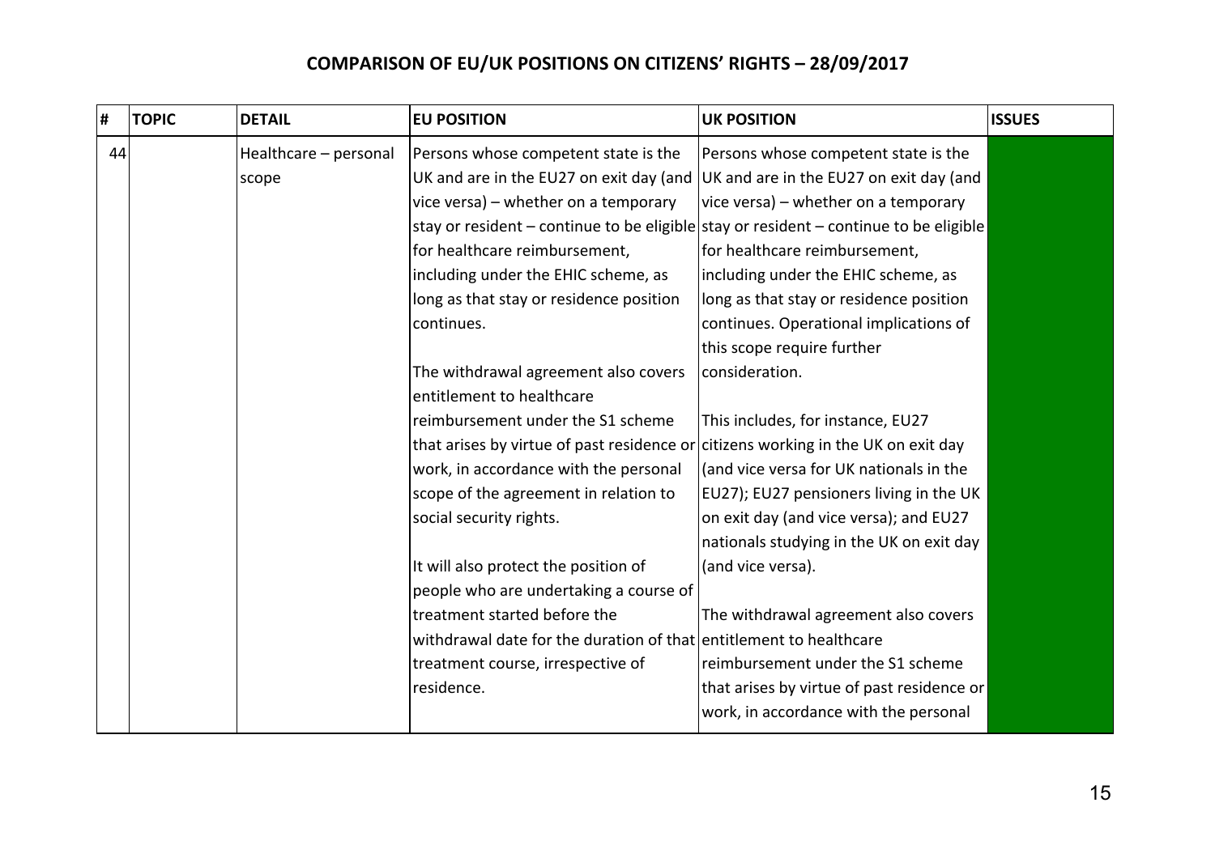## COMPARISON OF EU/UK POSITIONS ON CITIZENS' RIGHTS – 28/09/2017

| # | TOPIC | DETAIL | EU POSITION | UK POSITION | ISSUES |
|---|---|---|---|---|---|
| 44 | | Healthcare – personal scope | Persons whose competent state is the UK and are in the EU27 on exit day (and vice versa) – whether on a temporary stay or resident – continue to be eligible for healthcare reimbursement, including under the EHIC scheme, as long as that stay or residence position continues.<br><br>The withdrawal agreement also covers entitlement to healthcare reimbursement under the S1 scheme that arises by virtue of past residence or work, in accordance with the personal scope of the agreement in relation to social security rights.<br><br>It will also protect the position of people who are undertaking a course of treatment started before the withdrawal date for the duration of that treatment course, irrespective of residence. | Persons whose competent state is the UK and are in the EU27 on exit day (and vice versa) – whether on a temporary stay or resident – continue to be eligible for healthcare reimbursement, including under the EHIC scheme, as long as that stay or residence position continues. Operational implications of this scope require further consideration.<br><br>This includes, for instance, EU27 citizens working in the UK on exit day (and vice versa for UK nationals in the EU27); EU27 pensioners living in the UK on exit day (and vice versa); and EU27 nationals studying in the UK on exit day (and vice versa).<br><br>The withdrawal agreement also covers entitlement to healthcare reimbursement under the S1 scheme that arises by virtue of past residence or work, in accordance with the personal | |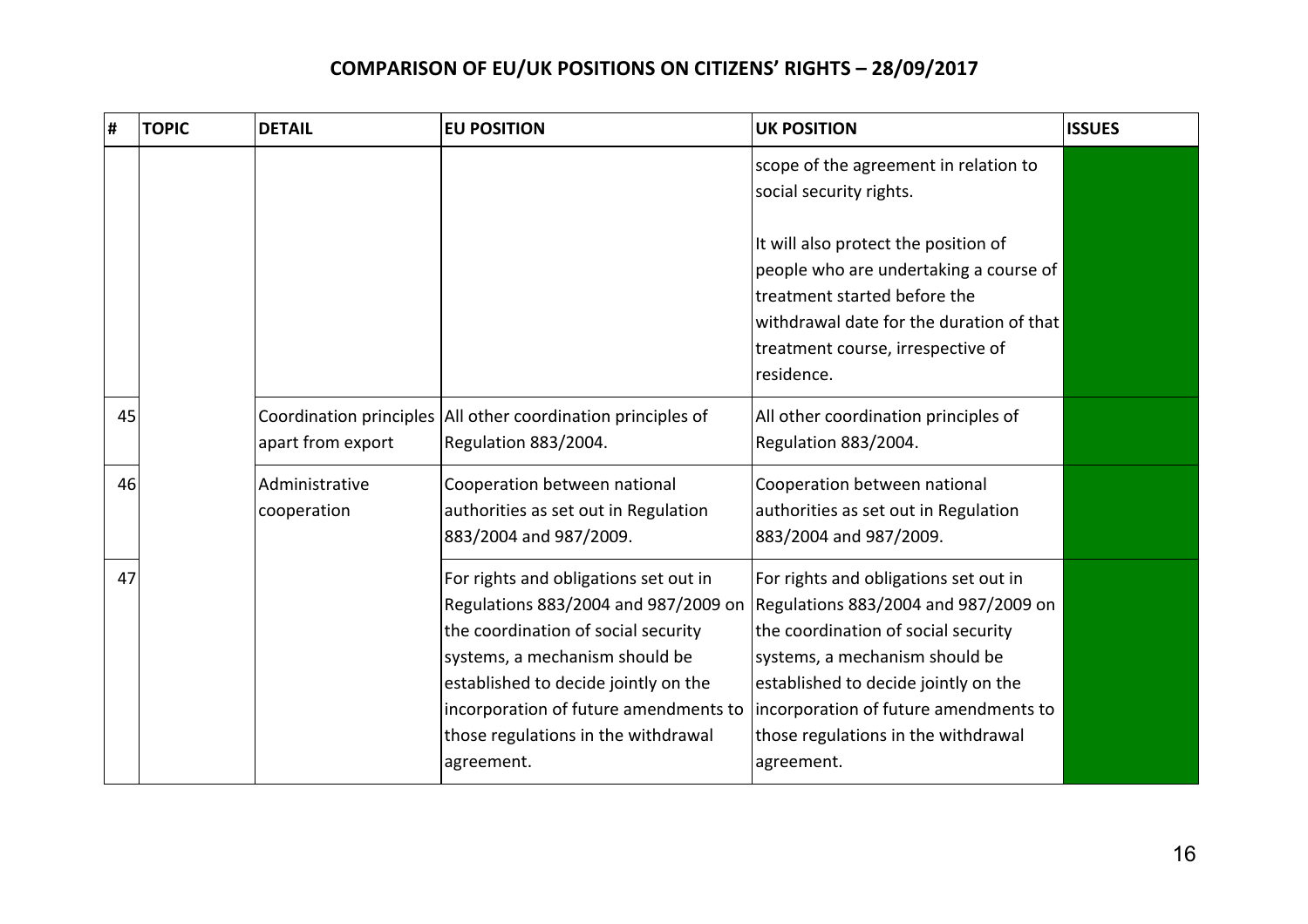# COMPARISON OF EU/UK POSITIONS ON CITIZENS' RIGHTS – 28/09/2017

| # | TOPIC | DETAIL | EU POSITION | UK POSITION | ISSUES |
|---|---|---|---|---|---|
| | | | | scope of the agreement in relation to social security rights.<br><br>It will also protect the position of people who are undertaking a course of treatment started before the withdrawal date for the duration of that treatment course, irrespective of residence. | |
| 45 | | Coordination principles apart from export | All other coordination principles of Regulation 883/2004. | All other coordination principles of Regulation 883/2004. | |
| 46 | | Administrative cooperation | Cooperation between national authorities as set out in Regulation 883/2004 and 987/2009. | Cooperation between national authorities as set out in Regulation 883/2004 and 987/2009. | |
| 47 | | | For rights and obligations set out in Regulations 883/2004 and 987/2009 on the coordination of social security systems, a mechanism should be established to decide jointly on the incorporation of future amendments to those regulations in the withdrawal agreement. | For rights and obligations set out in Regulations 883/2004 and 987/2009 on the coordination of social security systems, a mechanism should be established to decide jointly on the incorporation of future amendments to those regulations in the withdrawal agreement. | |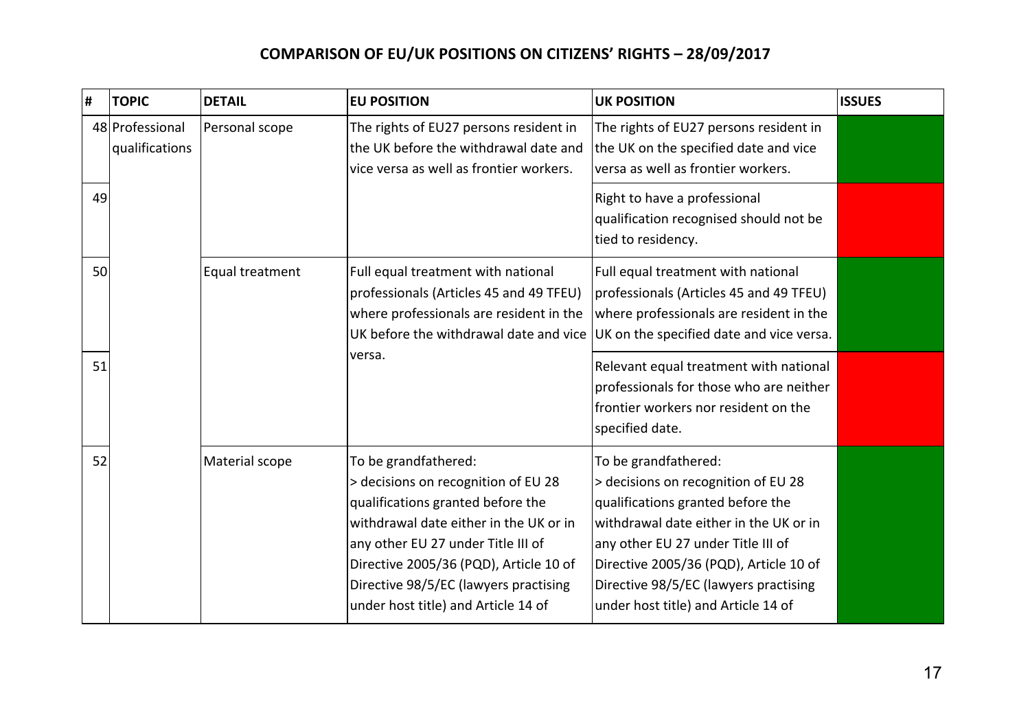## COMPARISON OF EU/UK POSITIONS ON CITIZENS' RIGHTS – 28/09/2017

| # | TOPIC | DETAIL | EU POSITION | UK POSITION | ISSUES |
|---|---|---|---|---|---|
| 48 | Professional qualifications | Personal scope | The rights of EU27 persons resident in the UK before the withdrawal date and vice versa as well as frontier workers. | The rights of EU27 persons resident in the UK on the specified date and vice versa as well as frontier workers. | |
| 49 | | | | Right to have a professional qualification recognised should not be tied to residency. | |
| 50 | | Equal treatment | Full equal treatment with national professionals (Articles 45 and 49 TFEU) where professionals are resident in the UK before the withdrawal date and vice versa. | Full equal treatment with national professionals (Articles 45 and 49 TFEU) where professionals are resident in the UK on the specified date and vice versa. | |
| 51 | | | | Relevant equal treatment with national professionals for those who are neither frontier workers nor resident on the specified date. | |
| 52 | | Material scope | To be grandfathered:<br>> decisions on recognition of EU 28 qualifications granted before the withdrawal date either in the UK or in any other EU 27 under Title III of Directive 2005/36 (PQD), Article 10 of Directive 98/5/EC (lawyers practising under host title) and Article 14 of | To be grandfathered:<br>> decisions on recognition of EU 28 qualifications granted before the withdrawal date either in the UK or in any other EU 27 under Title III of Directive 2005/36 (PQD), Article 10 of Directive 98/5/EC (lawyers practising under host title) and Article 14 of | |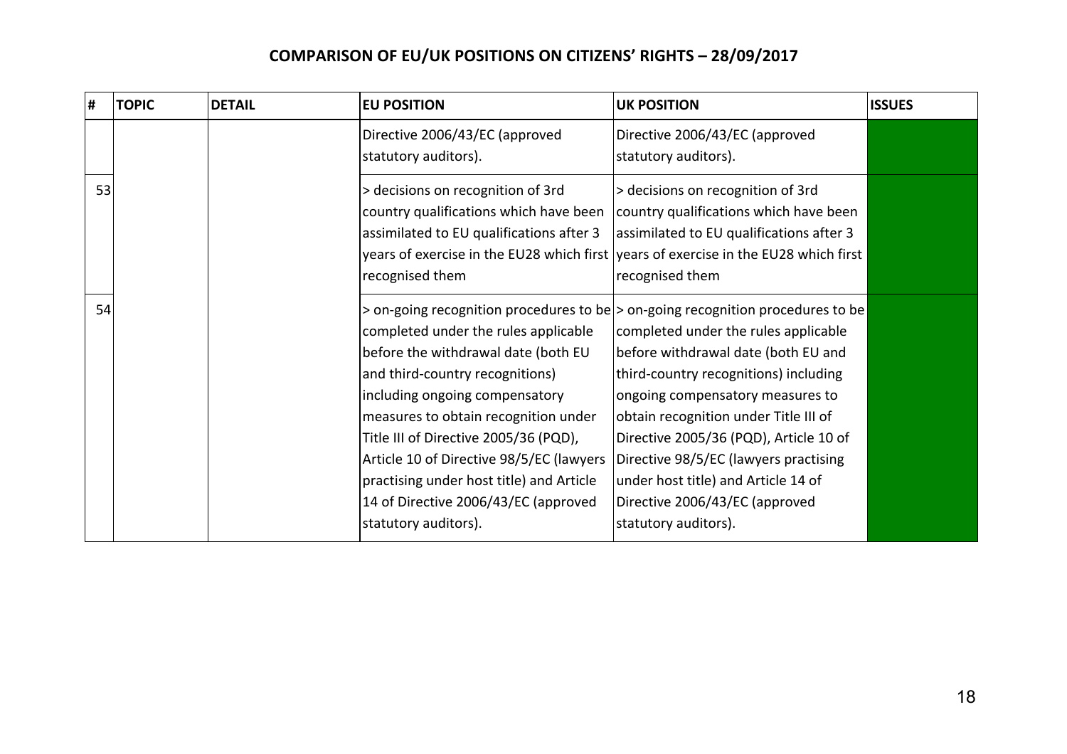## COMPARISON OF EU/UK POSITIONS ON CITIZENS' RIGHTS – 28/09/2017

| # | TOPIC | DETAIL | EU POSITION | UK POSITION | ISSUES |
|---|---|---|---|---|---|
| | | | Directive 2006/43/EC (approved statutory auditors). | Directive 2006/43/EC (approved statutory auditors). | |
| 53 | | | > decisions on recognition of 3rd country qualifications which have been assimilated to EU qualifications after 3 years of exercise in the EU28 which first recognised them | > decisions on recognition of 3rd country qualifications which have been assimilated to EU qualifications after 3 years of exercise in the EU28 which first recognised them | |
| 54 | | | > on-going recognition procedures to be completed under the rules applicable before the withdrawal date (both EU and third-country recognitions) including ongoing compensatory measures to obtain recognition under Title III of Directive 2005/36 (PQD), Article 10 of Directive 98/5/EC (lawyers practising under host title) and Article 14 of Directive 2006/43/EC (approved statutory auditors). | > on-going recognition procedures to be completed under the rules applicable before withdrawal date (both EU and third-country recognitions) including ongoing compensatory measures to obtain recognition under Title III of Directive 2005/36 (PQD), Article 10 of Directive 98/5/EC (lawyers practising under host title) and Article 14 of Directive 2006/43/EC (approved statutory auditors). | |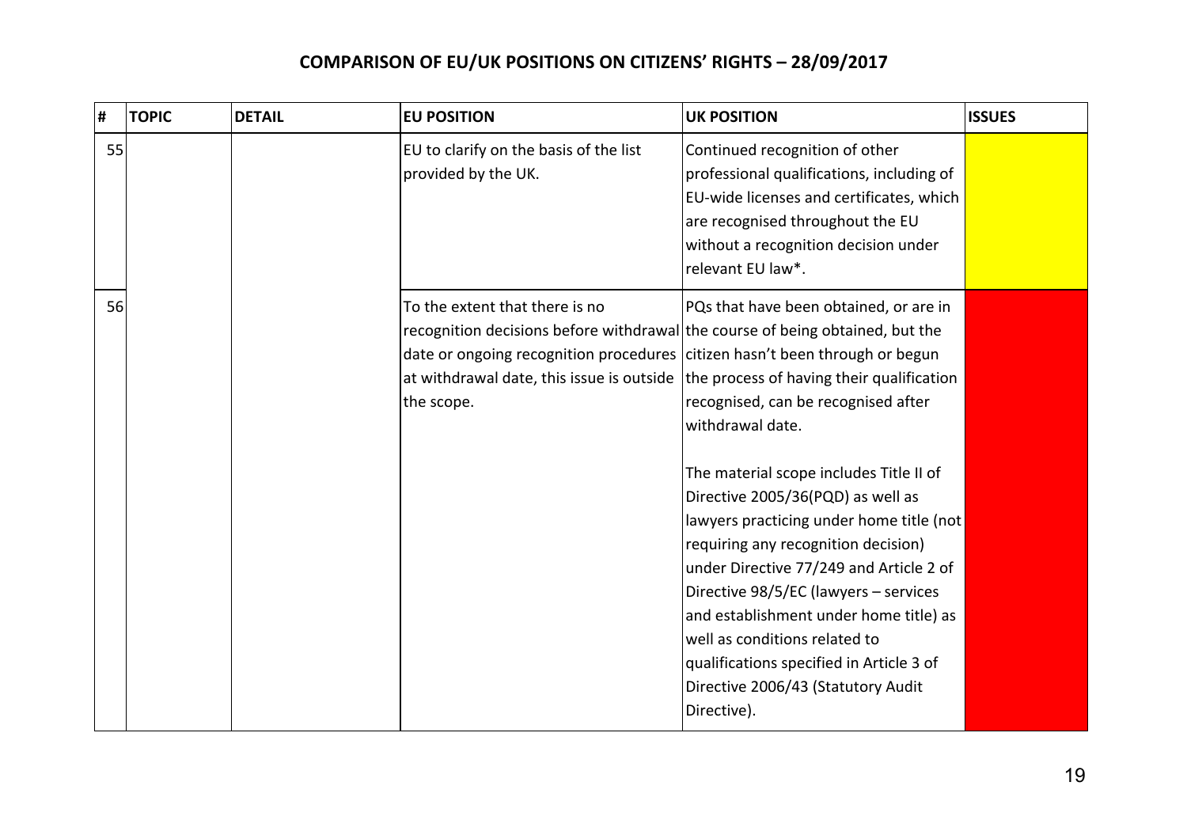# COMPARISON OF EU/UK POSITIONS ON CITIZENS' RIGHTS – 28/09/2017

| # | TOPIC | DETAIL | EU POSITION | UK POSITION | ISSUES |
|---|---|---|---|---|---|
| 55 | | | EU to clarify on the basis of the list provided by the UK. | Continued recognition of other professional qualifications, including of EU-wide licenses and certificates, which are recognised throughout the EU without a recognition decision under relevant EU law*. | |
| 56 | | | To the extent that there is no recognition decisions before withdrawal date or ongoing recognition procedures at withdrawal date, this issue is outside the scope. | PQs that have been obtained, or are in the course of being obtained, but the citizen hasn't been through or begun the process of having their qualification recognised, can be recognised after withdrawal date.<br><br>The material scope includes Title II of Directive 2005/36(PQD) as well as lawyers practicing under home title (not requiring any recognition decision) under Directive 77/249 and Article 2 of Directive 98/5/EC (lawyers – services and establishment under home title) as well as conditions related to qualifications specified in Article 3 of Directive 2006/43 (Statutory Audit Directive). | |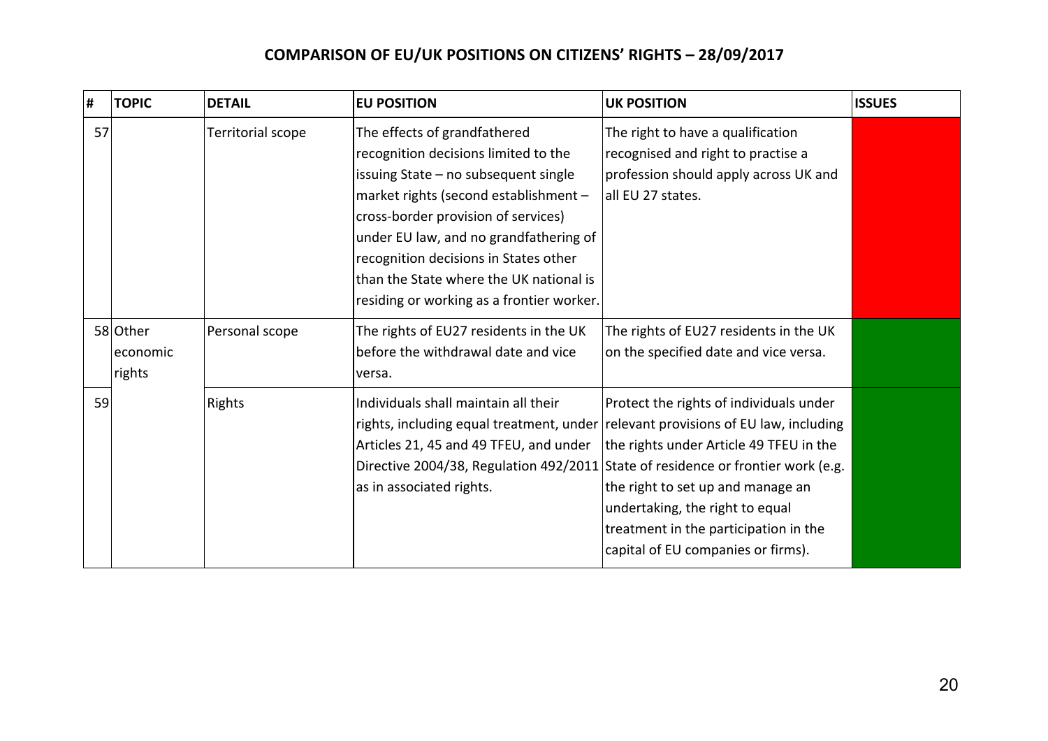## COMPARISON OF EU/UK POSITIONS ON CITIZENS' RIGHTS – 28/09/2017

| # | TOPIC | DETAIL | EU POSITION | UK POSITION | ISSUES |
|---|---|---|---|---|---|
| 57 | | Territorial scope | The effects of grandfathered recognition decisions limited to the issuing State – no subsequent single market rights (second establishment – cross-border provision of services) under EU law, and no grandfathering of recognition decisions in States other than the State where the UK national is residing or working as a frontier worker. | The right to have a qualification recognised and right to practise a profession should apply across UK and all EU 27 states. | |
| 58 | Other economic rights | Personal scope | The rights of EU27 residents in the UK before the withdrawal date and vice versa. | The rights of EU27 residents in the UK on the specified date and vice versa. | |
| 59 | | Rights | Individuals shall maintain all their rights, including equal treatment, under Articles 21, 45 and 49 TFEU, and under Directive 2004/38, Regulation 492/2011 as in associated rights. | Protect the rights of individuals under relevant provisions of EU law, including the rights under Article 49 TFEU in the State of residence or frontier work (e.g. the right to set up and manage an undertaking, the right to equal treatment in the participation in the capital of EU companies or firms). | |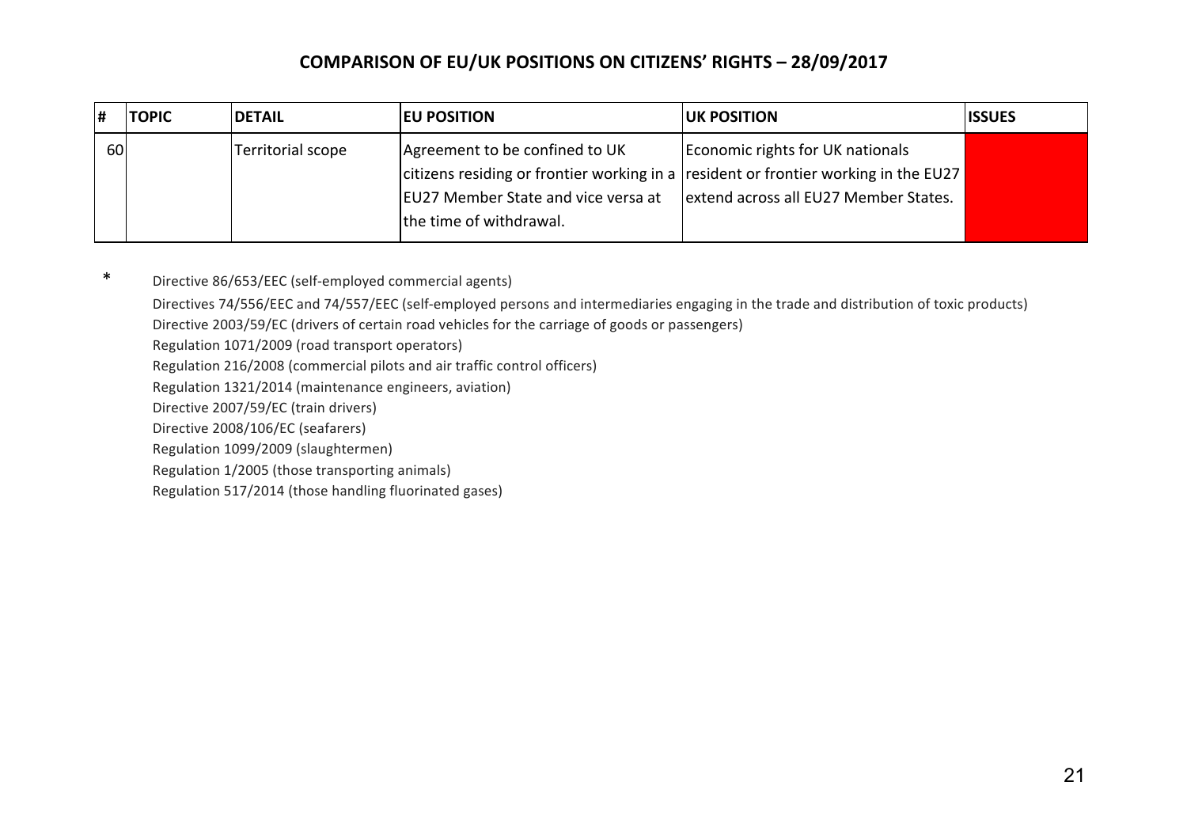## COMPARISON OF EU/UK POSITIONS ON CITIZENS' RIGHTS – 28/09/2017

| # | TOPIC | DETAIL | EU POSITION | UK POSITION | ISSUES |
|---|---|---|---|---|---|
| 60 | | Territorial scope | Agreement to be confined to UK citizens residing or frontier working in a EU27 Member State and vice versa at the time of withdrawal. | Economic rights for UK nationals resident or frontier working in the EU27 extend across all EU27 Member States. | |

\* Directive 86/653/EEC (self-employed commercial agents)

Directives 74/556/EEC and 74/557/EEC (self-employed persons and intermediaries engaging in the trade and distribution of toxic products)

Directive 2003/59/EC (drivers of certain road vehicles for the carriage of goods or passengers)

Regulation 1071/2009 (road transport operators)

Regulation 216/2008 (commercial pilots and air traffic control officers)

Regulation 1321/2014 (maintenance engineers, aviation)

Directive 2007/59/EC (train drivers)

Directive 2008/106/EC (seafarers)

Regulation 1099/2009 (slaughtermen)

Regulation 1/2005 (those transporting animals)

Regulation 517/2014 (those handling fluorinated gases)